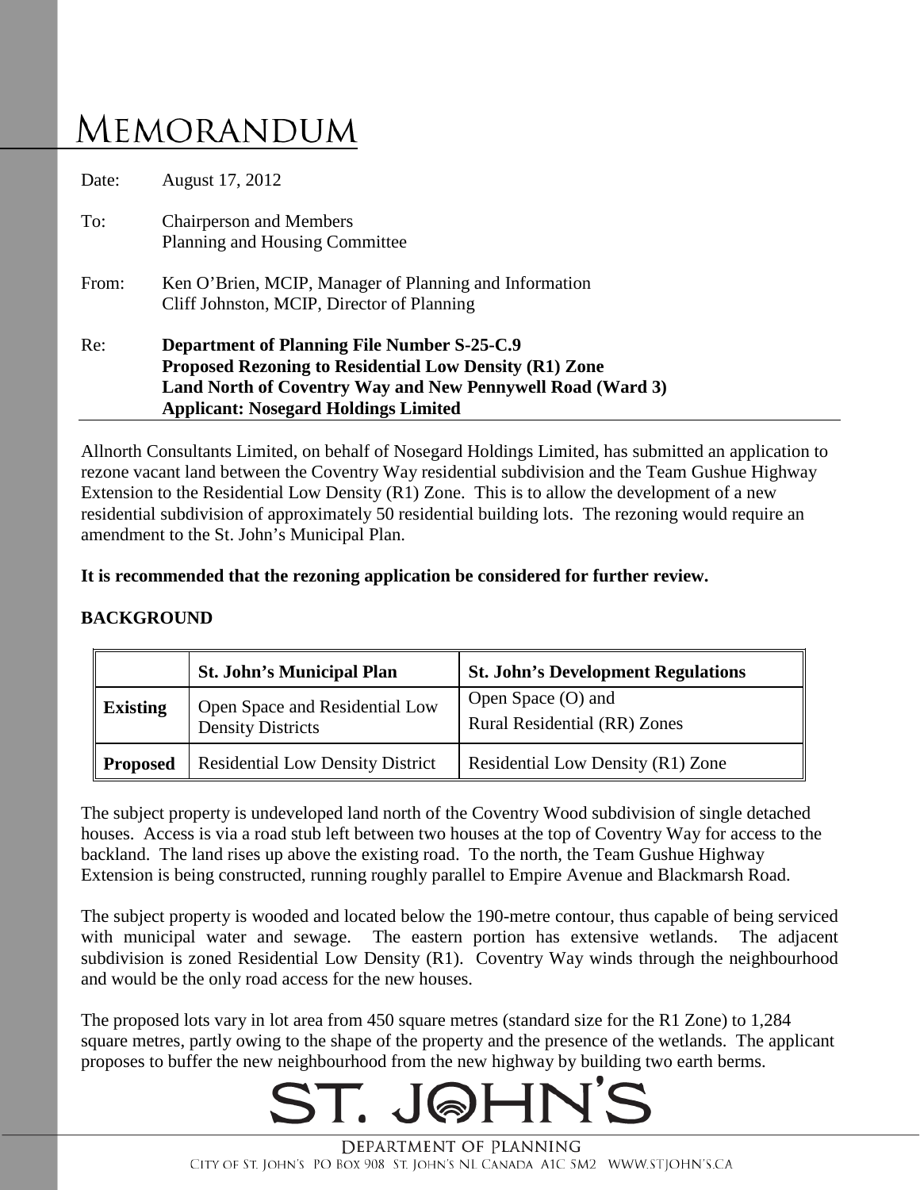# MEMORANDUM

Date: August 17, 2012

To: Chairperson and Members
Planning and Housing Committee

From: Ken O'Brien, MCIP, Manager of Planning and Information
Cliff Johnston, MCIP, Director of Planning

Re: **Department of Planning File Number S-25-C.9**
**Proposed Rezoning to Residential Low Density (R1) Zone**
**Land North of Coventry Way and New Pennywell Road (Ward 3)**
**Applicant: Nosegard Holdings Limited**

Allnorth Consultants Limited, on behalf of Nosegard Holdings Limited, has submitted an application to rezone vacant land between the Coventry Way residential subdivision and the Team Gushue Highway Extension to the Residential Low Density (R1) Zone. This is to allow the development of a new residential subdivision of approximately 50 residential building lots. The rezoning would require an amendment to the St. John's Municipal Plan.

**It is recommended that the rezoning application be considered for further review.**

**BACKGROUND**

| | St. John's Municipal Plan | St. John's Development Regulations |
|---|---|---|
| **Existing** | Open Space and Residential Low Density Districts | Open Space (O) and Rural Residential (RR) Zones |
| **Proposed** | Residential Low Density District | Residential Low Density (R1) Zone |

The subject property is undeveloped land north of the Coventry Wood subdivision of single detached houses. Access is via a road stub left between two houses at the top of Coventry Way for access to the backland. The land rises up above the existing road. To the north, the Team Gushue Highway Extension is being constructed, running roughly parallel to Empire Avenue and Blackmarsh Road.

The subject property is wooded and located below the 190-metre contour, thus capable of being serviced with municipal water and sewage. The eastern portion has extensive wetlands. The adjacent subdivision is zoned Residential Low Density (R1). Coventry Way winds through the neighbourhood and would be the only road access for the new houses.

The proposed lots vary in lot area from 450 square metres (standard size for the R1 Zone) to 1,284 square metres, partly owing to the shape of the property and the presence of the wetlands. The applicant proposes to buffer the new neighbourhood from the new highway by building two earth berms.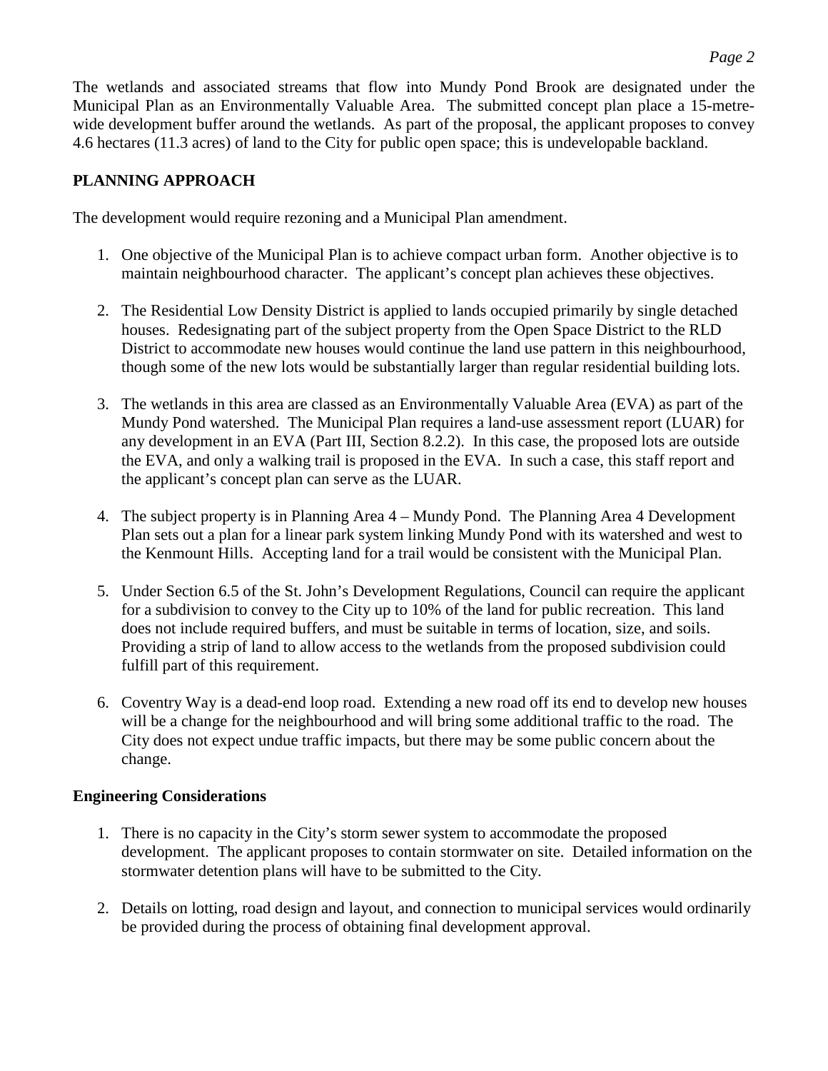The wetlands and associated streams that flow into Mundy Pond Brook are designated under the Municipal Plan as an Environmentally Valuable Area. The submitted concept plan place a 15-metre-wide development buffer around the wetlands. As part of the proposal, the applicant proposes to convey 4.6 hectares (11.3 acres) of land to the City for public open space; this is undevelopable backland.

## PLANNING APPROACH

The development would require rezoning and a Municipal Plan amendment.

1. One objective of the Municipal Plan is to achieve compact urban form. Another objective is to maintain neighbourhood character. The applicant's concept plan achieves these objectives.

2. The Residential Low Density District is applied to lands occupied primarily by single detached houses. Redesignating part of the subject property from the Open Space District to the RLD District to accommodate new houses would continue the land use pattern in this neighbourhood, though some of the new lots would be substantially larger than regular residential building lots.

3. The wetlands in this area are classed as an Environmentally Valuable Area (EVA) as part of the Mundy Pond watershed. The Municipal Plan requires a land-use assessment report (LUAR) for any development in an EVA (Part III, Section 8.2.2). In this case, the proposed lots are outside the EVA, and only a walking trail is proposed in the EVA. In such a case, this staff report and the applicant's concept plan can serve as the LUAR.

4. The subject property is in Planning Area 4 – Mundy Pond. The Planning Area 4 Development Plan sets out a plan for a linear park system linking Mundy Pond with its watershed and west to the Kenmount Hills. Accepting land for a trail would be consistent with the Municipal Plan.

5. Under Section 6.5 of the St. John's Development Regulations, Council can require the applicant for a subdivision to convey to the City up to 10% of the land for public recreation. This land does not include required buffers, and must be suitable in terms of location, size, and soils. Providing a strip of land to allow access to the wetlands from the proposed subdivision could fulfill part of this requirement.

6. Coventry Way is a dead-end loop road. Extending a new road off its end to develop new houses will be a change for the neighbourhood and will bring some additional traffic to the road. The City does not expect undue traffic impacts, but there may be some public concern about the change.

### Engineering Considerations

1. There is no capacity in the City's storm sewer system to accommodate the proposed development. The applicant proposes to contain stormwater on site. Detailed information on the stormwater detention plans will have to be submitted to the City.

2. Details on lotting, road design and layout, and connection to municipal services would ordinarily be provided during the process of obtaining final development approval.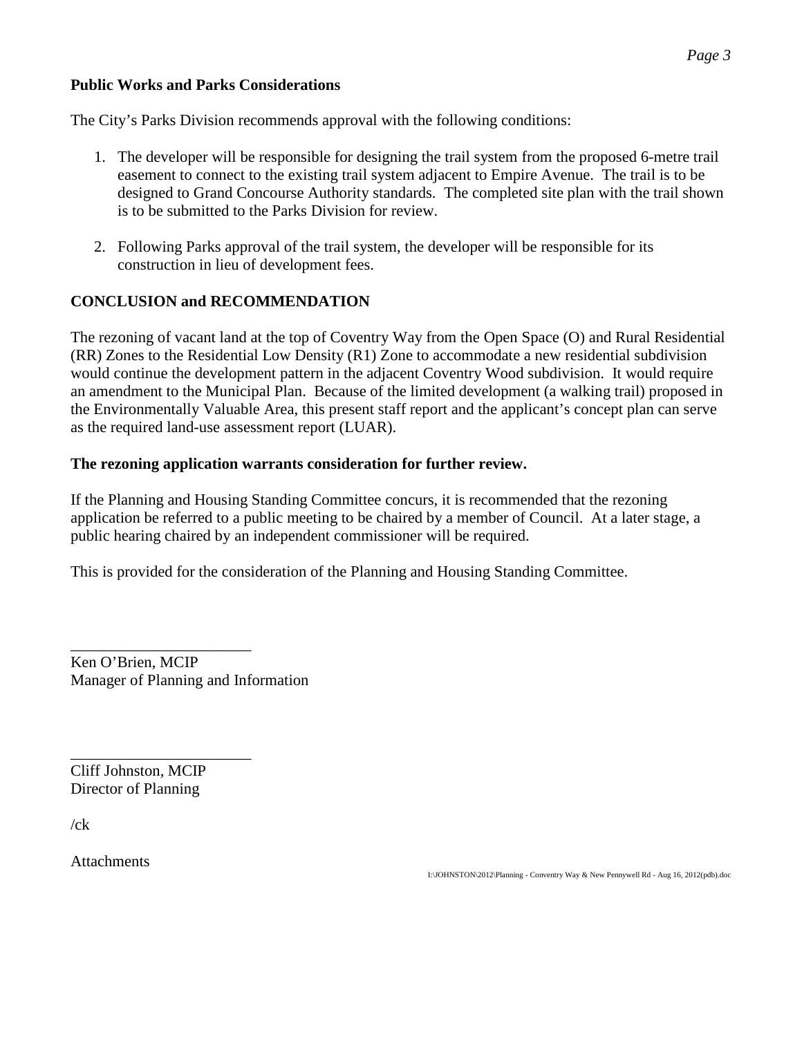**Public Works and Parks Considerations**

The City's Parks Division recommends approval with the following conditions:

1. The developer will be responsible for designing the trail system from the proposed 6-metre trail easement to connect to the existing trail system adjacent to Empire Avenue. The trail is to be designed to Grand Concourse Authority standards. The completed site plan with the trail shown is to be submitted to the Parks Division for review.

2. Following Parks approval of the trail system, the developer will be responsible for its construction in lieu of development fees.

**CONCLUSION and RECOMMENDATION**

The rezoning of vacant land at the top of Coventry Way from the Open Space (O) and Rural Residential (RR) Zones to the Residential Low Density (R1) Zone to accommodate a new residential subdivision would continue the development pattern in the adjacent Coventry Wood subdivision. It would require an amendment to the Municipal Plan. Because of the limited development (a walking trail) proposed in the Environmentally Valuable Area, this present staff report and the applicant's concept plan can serve as the required land-use assessment report (LUAR).

**The rezoning application warrants consideration for further review.**

If the Planning and Housing Standing Committee concurs, it is recommended that the rezoning application be referred to a public meeting to be chaired by a member of Council. At a later stage, a public hearing chaired by an independent commissioner will be required.

This is provided for the consideration of the Planning and Housing Standing Committee.

\_\_\_\_\_\_\_\_\_\_\_\_\_\_\_\_\_\_\_\_\_\_\_\_
Ken O'Brien, MCIP
Manager of Planning and Information

\_\_\_\_\_\_\_\_\_\_\_\_\_\_\_\_\_\_\_\_\_\_\_\_
Cliff Johnston, MCIP
Director of Planning

/ck

Attachments

I:\JOHNSTON\2012\Planning - Conventry Way & New Pennywell Rd - Aug 16, 2012(pdb).doc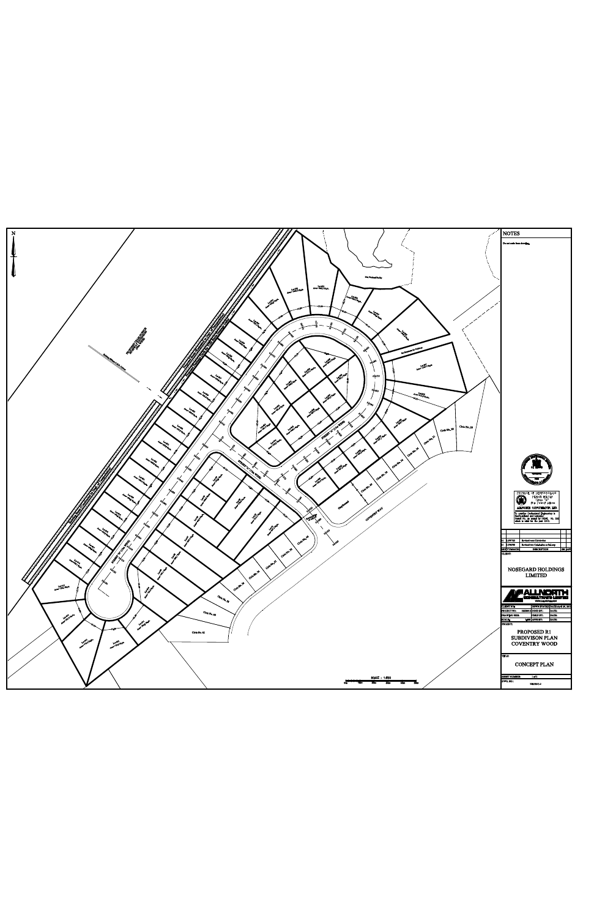## NOTES

Do not scale from drawing.

NOSEGARD HOLDINGS LIMITED

ALLNORTH CONSULTANTS LIMITED

PROPOSED R1 SUBDIVISON PLAN COVENTRY WOOD

CONCEPT PLAN

SCALE : 1:800

COVENTRY WAY

Playground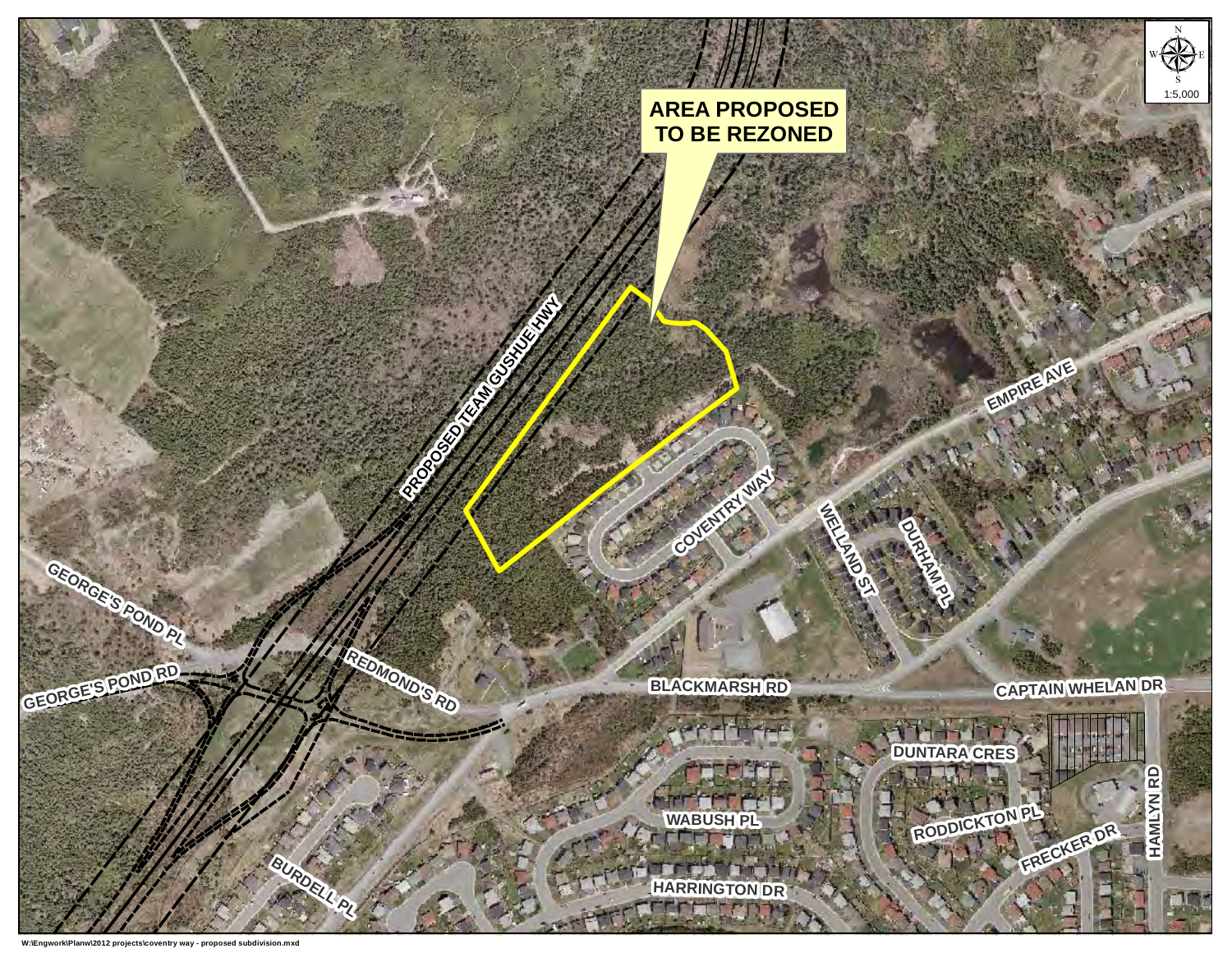AREA PROPOSED TO BE REZONED

PROPOSED TEAM GUSHUE HWY

COVENTRY WAY

EMPIRE AVE

WELLAND ST

DURHAM PL

GEORGE'S POND PL

GEORGE'S POND RD

REDMOND'S RD

BLACKMARSH RD

CAPTAIN WHELAN DR

DUNTARA CRES

WABUSH PL

RODDICKTON PL

FRECKER DR

HAMLYN RD

HARRINGTON DR

BURDELL PL

N

S

W

E

1:5,000

W:\Engwork\Planw\2012 projects\coventry way - proposed subdivision.mxd